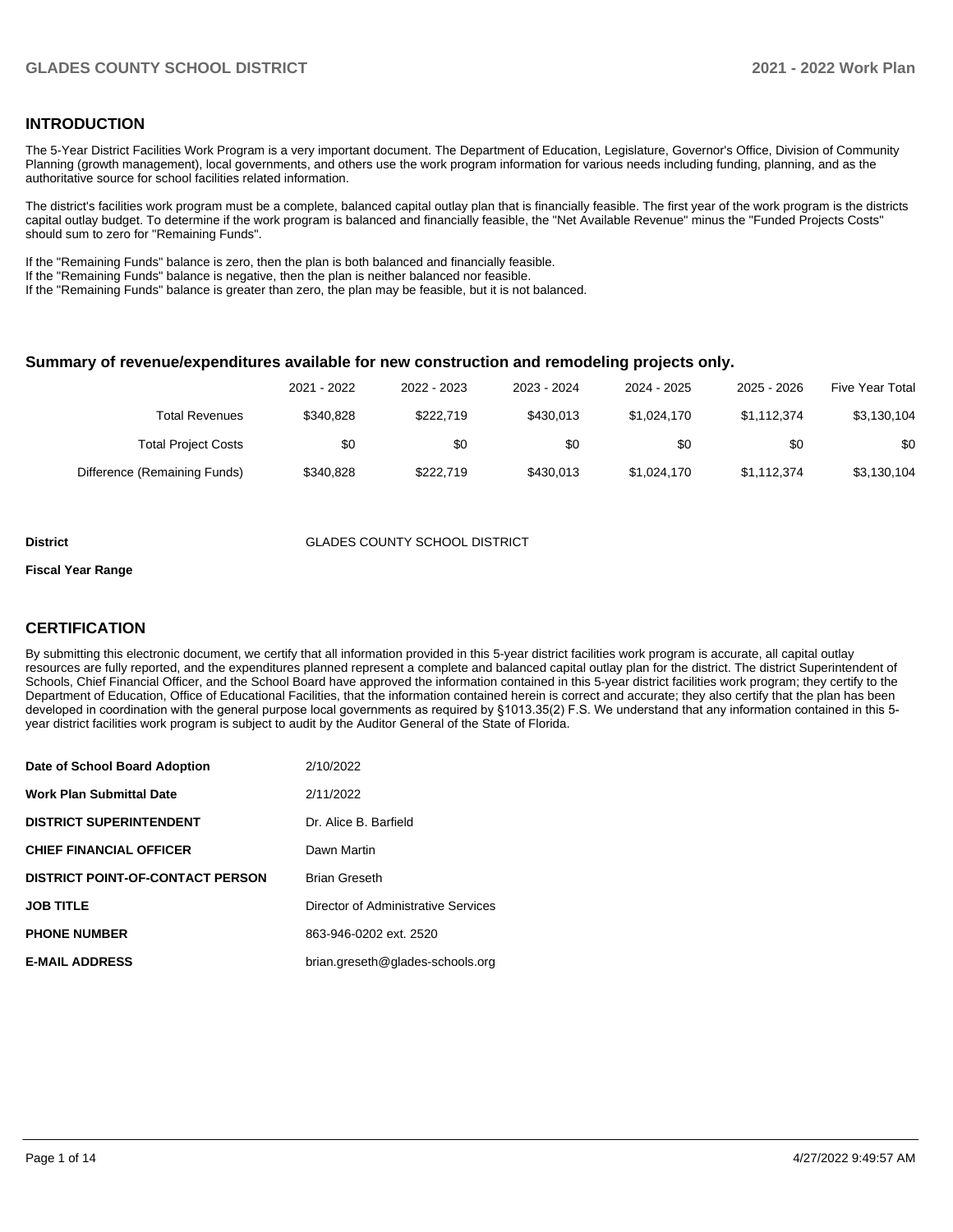## INTRODUCTION

The 5-Year District Facilities Work Program is a very important document. The Department of Education, Legislature, Governor's Office, Division of Community Planning (growth management), local governments, and others use the work program information for various needs including funding, planning, and as the authoritative source for school facilities related information.

The district's facilities work program must be a complete, balanced capital outlay plan that is financially feasible. The first year of the work program is the districts capital outlay budget. To determine if the work program is balanced and financially feasible, the "Net Available Revenue" minus the "Funded Projects Costs" should sum to zero for "Remaining Funds".

If the "Remaining Funds" balance is zero, then the plan is both balanced and financially feasible.
If the "Remaining Funds" balance is negative, then the plan is neither balanced nor feasible.
If the "Remaining Funds" balance is greater than zero, the plan may be feasible, but it is not balanced.

### Summary of revenue/expenditures available for new construction and remodeling projects only.

| | 2021 - 2022 | 2022 - 2023 | 2023 - 2024 | 2024 - 2025 | 2025 - 2026 | Five Year Total |
|---|---|---|---|---|---|---|
| Total Revenues | $340,828 | $222,719 | $430,013 | $1,024,170 | $1,112,374 | $3,130,104 |
| Total Project Costs | $0 | $0 | $0 | $0 | $0 | $0 |
| Difference (Remaining Funds) | $340,828 | $222,719 | $430,013 | $1,024,170 | $1,112,374 | $3,130,104 |

**District** GLADES COUNTY SCHOOL DISTRICT

**Fiscal Year Range**

## CERTIFICATION

By submitting this electronic document, we certify that all information provided in this 5-year district facilities work program is accurate, all capital outlay resources are fully reported, and the expenditures planned represent a complete and balanced capital outlay plan for the district. The district Superintendent of Schools, Chief Financial Officer, and the School Board have approved the information contained in this 5-year district facilities work program; they certify to the Department of Education, Office of Educational Facilities, that the information contained herein is correct and accurate; they also certify that the plan has been developed in coordination with the general purpose local governments as required by §1013.35(2) F.S. We understand that any information contained in this 5-year district facilities work program is subject to audit by the Auditor General of the State of Florida.

| | |
|---|---|
| **Date of School Board Adoption** | 2/10/2022 |
| **Work Plan Submittal Date** | 2/11/2022 |
| **DISTRICT SUPERINTENDENT** | Dr. Alice B. Barfield |
| **CHIEF FINANCIAL OFFICER** | Dawn Martin |
| **DISTRICT POINT-OF-CONTACT PERSON** | Brian Greseth |
| **JOB TITLE** | Director of Administrative Services |
| **PHONE NUMBER** | 863-946-0202 ext. 2520 |
| **E-MAIL ADDRESS** | brian.greseth@glades-schools.org |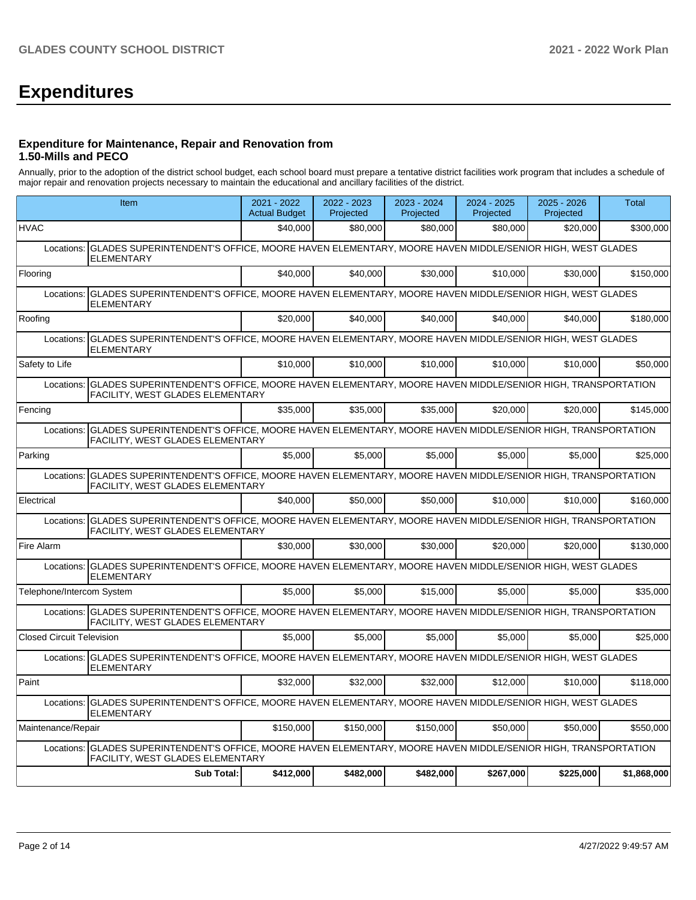# Expenditures

### Expenditure for Maintenance, Repair and Renovation from 1.50-Mills and PECO

Annually, prior to the adoption of the district school budget, each school board must prepare a tentative district facilities work program that includes a schedule of major repair and renovation projects necessary to maintain the educational and ancillary facilities of the district.

| Item | | 2021 - 2022 Actual Budget | 2022 - 2023 Projected | 2023 - 2024 Projected | 2024 - 2025 Projected | 2025 - 2026 Projected | Total |
|---|---|---|---|---|---|---|---|
| HVAC | | $40,000 | $80,000 | $80,000 | $80,000 | $20,000 | $300,000 |
| Locations: | GLADES SUPERINTENDENT'S OFFICE, MOORE HAVEN ELEMENTARY, MOORE HAVEN MIDDLE/SENIOR HIGH, WEST GLADES ELEMENTARY | | | | | | |
| Flooring | | $40,000 | $40,000 | $30,000 | $10,000 | $30,000 | $150,000 |
| Locations: | GLADES SUPERINTENDENT'S OFFICE, MOORE HAVEN ELEMENTARY, MOORE HAVEN MIDDLE/SENIOR HIGH, WEST GLADES ELEMENTARY | | | | | | |
| Roofing | | $20,000 | $40,000 | $40,000 | $40,000 | $40,000 | $180,000 |
| Locations: | GLADES SUPERINTENDENT'S OFFICE, MOORE HAVEN ELEMENTARY, MOORE HAVEN MIDDLE/SENIOR HIGH, WEST GLADES ELEMENTARY | | | | | | |
| Safety to Life | | $10,000 | $10,000 | $10,000 | $10,000 | $10,000 | $50,000 |
| Locations: | GLADES SUPERINTENDENT'S OFFICE, MOORE HAVEN ELEMENTARY, MOORE HAVEN MIDDLE/SENIOR HIGH, TRANSPORTATION FACILITY, WEST GLADES ELEMENTARY | | | | | | |
| Fencing | | $35,000 | $35,000 | $35,000 | $20,000 | $20,000 | $145,000 |
| Locations: | GLADES SUPERINTENDENT'S OFFICE, MOORE HAVEN ELEMENTARY, MOORE HAVEN MIDDLE/SENIOR HIGH, TRANSPORTATION FACILITY, WEST GLADES ELEMENTARY | | | | | | |
| Parking | | $5,000 | $5,000 | $5,000 | $5,000 | $5,000 | $25,000 |
| Locations: | GLADES SUPERINTENDENT'S OFFICE, MOORE HAVEN ELEMENTARY, MOORE HAVEN MIDDLE/SENIOR HIGH, TRANSPORTATION FACILITY, WEST GLADES ELEMENTARY | | | | | | |
| Electrical | | $40,000 | $50,000 | $50,000 | $10,000 | $10,000 | $160,000 |
| Locations: | GLADES SUPERINTENDENT'S OFFICE, MOORE HAVEN ELEMENTARY, MOORE HAVEN MIDDLE/SENIOR HIGH, TRANSPORTATION FACILITY, WEST GLADES ELEMENTARY | | | | | | |
| Fire Alarm | | $30,000 | $30,000 | $30,000 | $20,000 | $20,000 | $130,000 |
| Locations: | GLADES SUPERINTENDENT'S OFFICE, MOORE HAVEN ELEMENTARY, MOORE HAVEN MIDDLE/SENIOR HIGH, WEST GLADES ELEMENTARY | | | | | | |
| Telephone/Intercom System | | $5,000 | $5,000 | $15,000 | $5,000 | $5,000 | $35,000 |
| Locations: | GLADES SUPERINTENDENT'S OFFICE, MOORE HAVEN ELEMENTARY, MOORE HAVEN MIDDLE/SENIOR HIGH, TRANSPORTATION FACILITY, WEST GLADES ELEMENTARY | | | | | | |
| Closed Circuit Television | | $5,000 | $5,000 | $5,000 | $5,000 | $5,000 | $25,000 |
| Locations: | GLADES SUPERINTENDENT'S OFFICE, MOORE HAVEN ELEMENTARY, MOORE HAVEN MIDDLE/SENIOR HIGH, WEST GLADES ELEMENTARY | | | | | | |
| Paint | | $32,000 | $32,000 | $32,000 | $12,000 | $10,000 | $118,000 |
| Locations: | GLADES SUPERINTENDENT'S OFFICE, MOORE HAVEN ELEMENTARY, MOORE HAVEN MIDDLE/SENIOR HIGH, WEST GLADES ELEMENTARY | | | | | | |
| Maintenance/Repair | | $150,000 | $150,000 | $150,000 | $50,000 | $50,000 | $550,000 |
| Locations: | GLADES SUPERINTENDENT'S OFFICE, MOORE HAVEN ELEMENTARY, MOORE HAVEN MIDDLE/SENIOR HIGH, TRANSPORTATION FACILITY, WEST GLADES ELEMENTARY | | | | | | |
| | **Sub Total:** | **$412,000** | **$482,000** | **$482,000** | **$267,000** | **$225,000** | **$1,868,000** |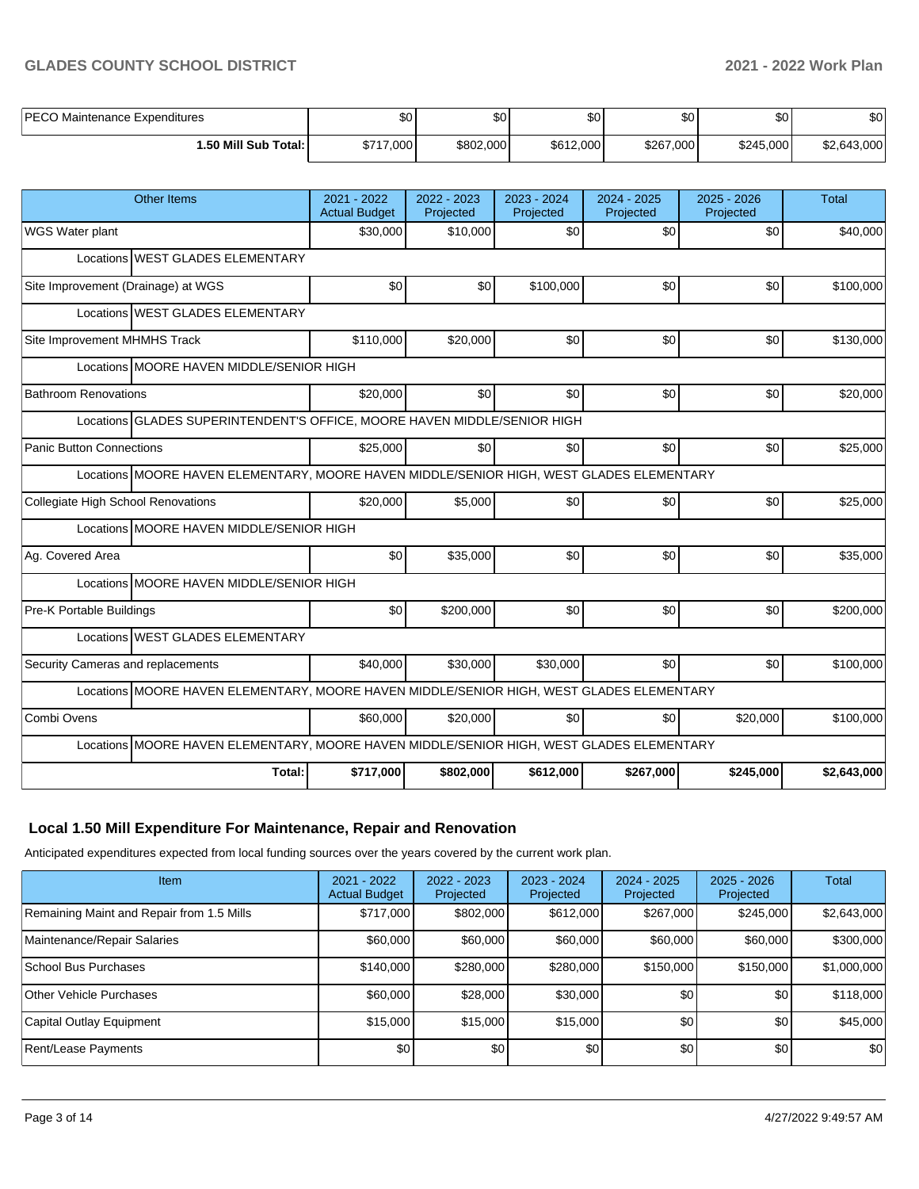| | | | | | | |
|---|---|---|---|---|---|---|
| PECO Maintenance Expenditures | $0 | $0 | $0 | $0 | $0 | $0 |
| **1.50 Mill Sub Total:** | $717,000 | $802,000 | $612,000 | $267,000 | $245,000 | $2,643,000 |

| Other Items | 2021 - 2022 Actual Budget | 2022 - 2023 Projected | 2023 - 2024 Projected | 2024 - 2025 Projected | 2025 - 2026 Projected | Total |
|---|---|---|---|---|---|---|
| WGS Water plant | $30,000 | $10,000 | $0 | $0 | $0 | $40,000 |
| Locations WEST GLADES ELEMENTARY | | | | | | |
| Site Improvement (Drainage) at WGS | $0 | $0 | $100,000 | $0 | $0 | $100,000 |
| Locations WEST GLADES ELEMENTARY | | | | | | |
| Site Improvement MHMHS Track | $110,000 | $20,000 | $0 | $0 | $0 | $130,000 |
| Locations MOORE HAVEN MIDDLE/SENIOR HIGH | | | | | | |
| Bathroom Renovations | $20,000 | $0 | $0 | $0 | $0 | $20,000 |
| Locations GLADES SUPERINTENDENT'S OFFICE, MOORE HAVEN MIDDLE/SENIOR HIGH | | | | | | |
| Panic Button Connections | $25,000 | $0 | $0 | $0 | $0 | $25,000 |
| Locations MOORE HAVEN ELEMENTARY, MOORE HAVEN MIDDLE/SENIOR HIGH, WEST GLADES ELEMENTARY | | | | | | |
| Collegiate High School Renovations | $20,000 | $5,000 | $0 | $0 | $0 | $25,000 |
| Locations MOORE HAVEN MIDDLE/SENIOR HIGH | | | | | | |
| Ag. Covered Area | $0 | $35,000 | $0 | $0 | $0 | $35,000 |
| Locations MOORE HAVEN MIDDLE/SENIOR HIGH | | | | | | |
| Pre-K Portable Buildings | $0 | $200,000 | $0 | $0 | $0 | $200,000 |
| Locations WEST GLADES ELEMENTARY | | | | | | |
| Security Cameras and replacements | $40,000 | $30,000 | $30,000 | $0 | $0 | $100,000 |
| Locations MOORE HAVEN ELEMENTARY, MOORE HAVEN MIDDLE/SENIOR HIGH, WEST GLADES ELEMENTARY | | | | | | |
| Combi Ovens | $60,000 | $20,000 | $0 | $0 | $20,000 | $100,000 |
| Locations MOORE HAVEN ELEMENTARY, MOORE HAVEN MIDDLE/SENIOR HIGH, WEST GLADES ELEMENTARY | | | | | | |
| **Total:** | **$717,000** | **$802,000** | **$612,000** | **$267,000** | **$245,000** | **$2,643,000** |

## Local 1.50 Mill Expenditure For Maintenance, Repair and Renovation

Anticipated expenditures expected from local funding sources over the years covered by the current work plan.

| Item | 2021 - 2022 Actual Budget | 2022 - 2023 Projected | 2023 - 2024 Projected | 2024 - 2025 Projected | 2025 - 2026 Projected | Total |
|---|---|---|---|---|---|---|
| Remaining Maint and Repair from 1.5 Mills | $717,000 | $802,000 | $612,000 | $267,000 | $245,000 | $2,643,000 |
| Maintenance/Repair Salaries | $60,000 | $60,000 | $60,000 | $60,000 | $60,000 | $300,000 |
| School Bus Purchases | $140,000 | $280,000 | $280,000 | $150,000 | $150,000 | $1,000,000 |
| Other Vehicle Purchases | $60,000 | $28,000 | $30,000 | $0 | $0 | $118,000 |
| Capital Outlay Equipment | $15,000 | $15,000 | $15,000 | $0 | $0 | $45,000 |
| Rent/Lease Payments | $0 | $0 | $0 | $0 | $0 | $0 |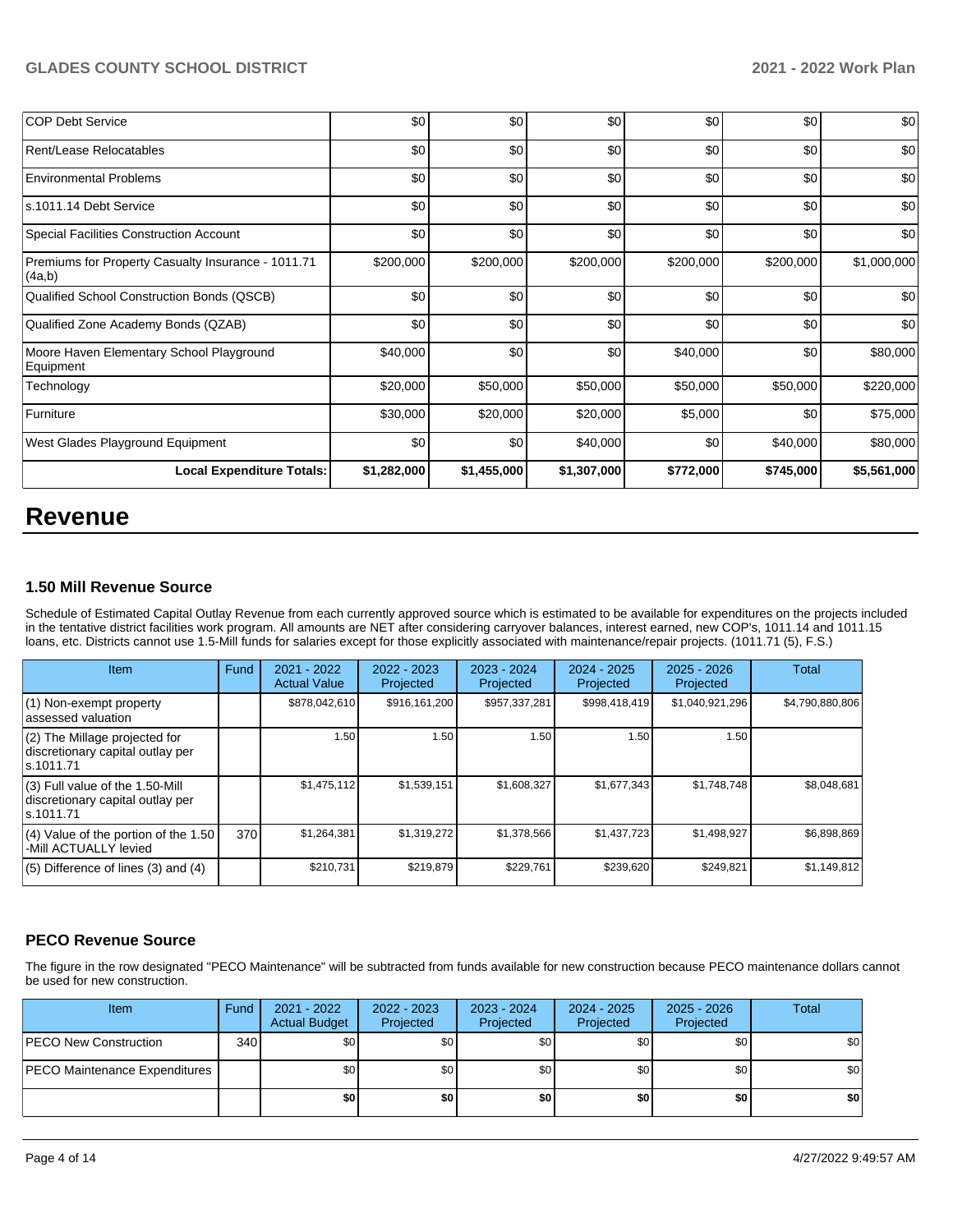| COP Debt Service | $0 | $0 | $0 | $0 | $0 | $0 |
|---|---|---|---|---|---|---|
| Rent/Lease Relocatables | $0 | $0 | $0 | $0 | $0 | $0 |
| Environmental Problems | $0 | $0 | $0 | $0 | $0 | $0 |
| s.1011.14 Debt Service | $0 | $0 | $0 | $0 | $0 | $0 |
| Special Facilities Construction Account | $0 | $0 | $0 | $0 | $0 | $0 |
| Premiums for Property Casualty Insurance - 1011.71 (4a,b) | $200,000 | $200,000 | $200,000 | $200,000 | $200,000 | $1,000,000 |
| Qualified School Construction Bonds (QSCB) | $0 | $0 | $0 | $0 | $0 | $0 |
| Qualified Zone Academy Bonds (QZAB) | $0 | $0 | $0 | $0 | $0 | $0 |
| Moore Haven Elementary School Playground Equipment | $40,000 | $0 | $0 | $40,000 | $0 | $80,000 |
| Technology | $20,000 | $50,000 | $50,000 | $50,000 | $50,000 | $220,000 |
| Furniture | $30,000 | $20,000 | $20,000 | $5,000 | $0 | $75,000 |
| West Glades Playground Equipment | $0 | $0 | $40,000 | $0 | $40,000 | $80,000 |
| **Local Expenditure Totals:** | **$1,282,000** | **$1,455,000** | **$1,307,000** | **$772,000** | **$745,000** | **$5,561,000** |

# Revenue

### 1.50 Mill Revenue Source

Schedule of Estimated Capital Outlay Revenue from each currently approved source which is estimated to be available for expenditures on the projects included in the tentative district facilities work program. All amounts are NET after considering carryover balances, interest earned, new COP's, 1011.14 and 1011.15 loans, etc. Districts cannot use 1.5-Mill funds for salaries except for those explicitly associated with maintenance/repair projects. (1011.71 (5), F.S.)

| Item | Fund | 2021 - 2022 Actual Value | 2022 - 2023 Projected | 2023 - 2024 Projected | 2024 - 2025 Projected | 2025 - 2026 Projected | Total |
|---|---|---|---|---|---|---|---|
| (1) Non-exempt property assessed valuation | | $878,042,610 | $916,161,200 | $957,337,281 | $998,418,419 | $1,040,921,296 | $4,790,880,806 |
| (2) The Millage projected for discretionary capital outlay per s.1011.71 | | 1.50 | 1.50 | 1.50 | 1.50 | 1.50 | |
| (3) Full value of the 1.50-Mill discretionary capital outlay per s.1011.71 | | $1,475,112 | $1,539,151 | $1,608,327 | $1,677,343 | $1,748,748 | $8,048,681 |
| (4) Value of the portion of the 1.50 -Mill ACTUALLY levied | 370 | $1,264,381 | $1,319,272 | $1,378,566 | $1,437,723 | $1,498,927 | $6,898,869 |
| (5) Difference of lines (3) and (4) | | $210,731 | $219,879 | $229,761 | $239,620 | $249,821 | $1,149,812 |

### PECO Revenue Source

The figure in the row designated "PECO Maintenance" will be subtracted from funds available for new construction because PECO maintenance dollars cannot be used for new construction.

| Item | Fund | 2021 - 2022 Actual Budget | 2022 - 2023 Projected | 2023 - 2024 Projected | 2024 - 2025 Projected | 2025 - 2026 Projected | Total |
|---|---|---|---|---|---|---|---|
| PECO New Construction | 340 | $0 | $0 | $0 | $0 | $0 | $0 |
| PECO Maintenance Expenditures | | $0 | $0 | $0 | $0 | $0 | $0 |
| | | **$0** | **$0** | **$0** | **$0** | **$0** | **$0** |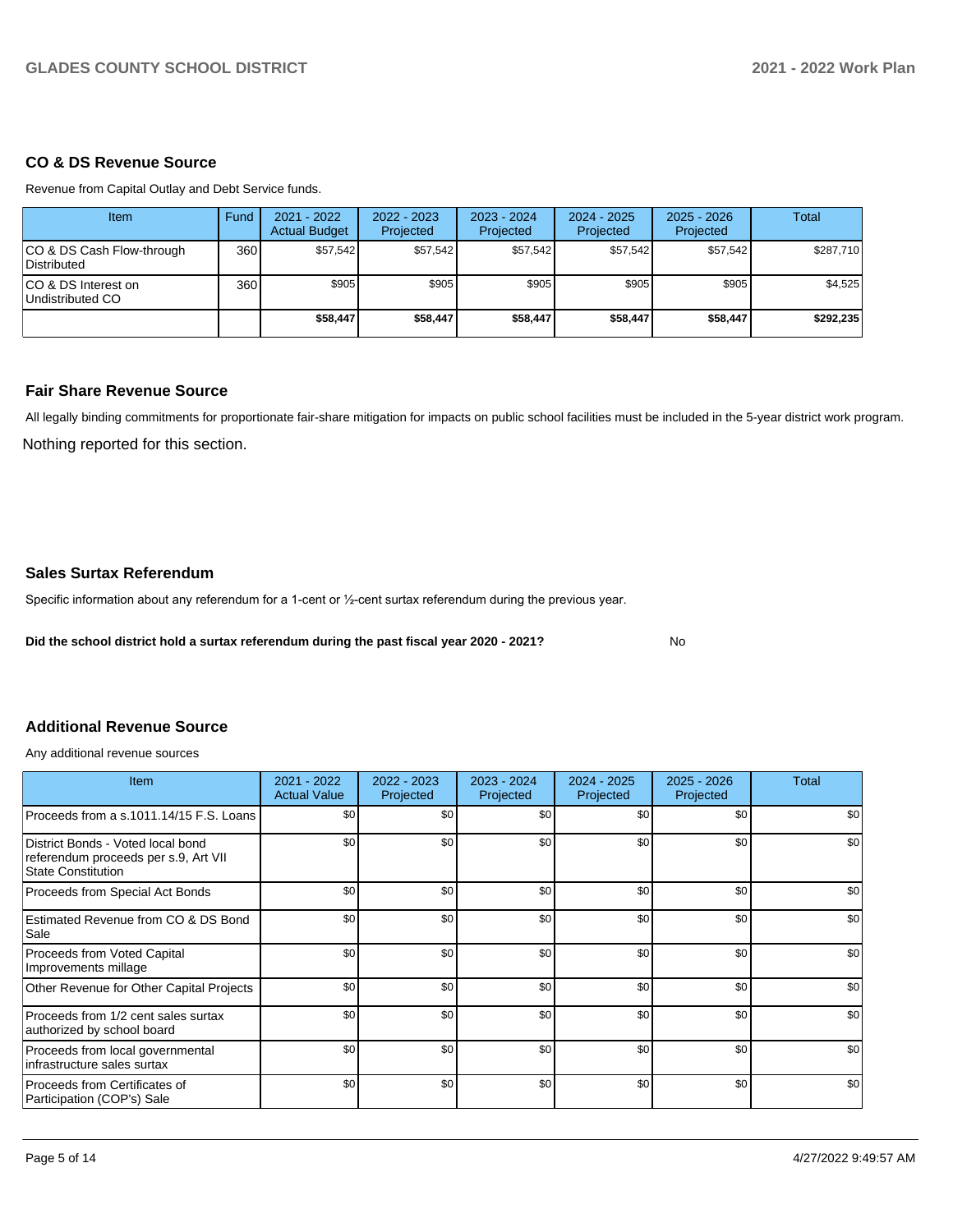## CO & DS Revenue Source

Revenue from Capital Outlay and Debt Service funds.

| Item | Fund | 2021 - 2022 Actual Budget | 2022 - 2023 Projected | 2023 - 2024 Projected | 2024 - 2025 Projected | 2025 - 2026 Projected | Total |
|---|---|---|---|---|---|---|---|
| CO & DS Cash Flow-through Distributed | 360 | $57,542 | $57,542 | $57,542 | $57,542 | $57,542 | $287,710 |
| CO & DS Interest on Undistributed CO | 360 | $905 | $905 | $905 | $905 | $905 | $4,525 |
| | | **$58,447** | **$58,447** | **$58,447** | **$58,447** | **$58,447** | **$292,235** |

## Fair Share Revenue Source

All legally binding commitments for proportionate fair-share mitigation for impacts on public school facilities must be included in the 5-year district work program.

Nothing reported for this section.

## Sales Surtax Referendum

Specific information about any referendum for a 1-cent or ½-cent surtax referendum during the previous year.

**Did the school district hold a surtax referendum during the past fiscal year 2020 - 2021?** No

## Additional Revenue Source

Any additional revenue sources

| Item | 2021 - 2022 Actual Value | 2022 - 2023 Projected | 2023 - 2024 Projected | 2024 - 2025 Projected | 2025 - 2026 Projected | Total |
|---|---|---|---|---|---|---|
| Proceeds from a s.1011.14/15 F.S. Loans | $0 | $0 | $0 | $0 | $0 | $0 |
| District Bonds - Voted local bond referendum proceeds per s.9, Art VII State Constitution | $0 | $0 | $0 | $0 | $0 | $0 |
| Proceeds from Special Act Bonds | $0 | $0 | $0 | $0 | $0 | $0 |
| Estimated Revenue from CO & DS Bond Sale | $0 | $0 | $0 | $0 | $0 | $0 |
| Proceeds from Voted Capital Improvements millage | $0 | $0 | $0 | $0 | $0 | $0 |
| Other Revenue for Other Capital Projects | $0 | $0 | $0 | $0 | $0 | $0 |
| Proceeds from 1/2 cent sales surtax authorized by school board | $0 | $0 | $0 | $0 | $0 | $0 |
| Proceeds from local governmental infrastructure sales surtax | $0 | $0 | $0 | $0 | $0 | $0 |
| Proceeds from Certificates of Participation (COP's) Sale | $0 | $0 | $0 | $0 | $0 | $0 |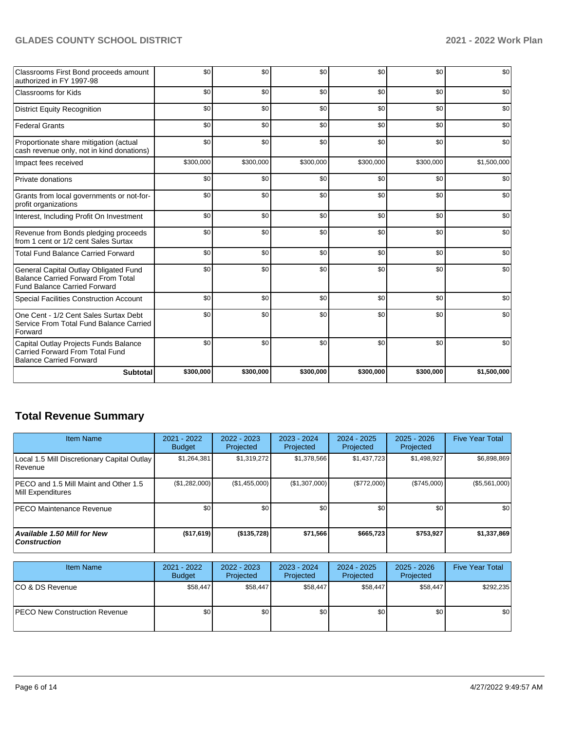| | | | | | | |
|---|---|---|---|---|---|---|
| Classrooms First Bond proceeds amount authorized in FY 1997-98 | $0 | $0 | $0 | $0 | $0 | $0 |
| Classrooms for Kids | $0 | $0 | $0 | $0 | $0 | $0 |
| District Equity Recognition | $0 | $0 | $0 | $0 | $0 | $0 |
| Federal Grants | $0 | $0 | $0 | $0 | $0 | $0 |
| Proportionate share mitigation (actual cash revenue only, not in kind donations) | $0 | $0 | $0 | $0 | $0 | $0 |
| Impact fees received | $300,000 | $300,000 | $300,000 | $300,000 | $300,000 | $1,500,000 |
| Private donations | $0 | $0 | $0 | $0 | $0 | $0 |
| Grants from local governments or not-for-profit organizations | $0 | $0 | $0 | $0 | $0 | $0 |
| Interest, Including Profit On Investment | $0 | $0 | $0 | $0 | $0 | $0 |
| Revenue from Bonds pledging proceeds from 1 cent or 1/2 cent Sales Surtax | $0 | $0 | $0 | $0 | $0 | $0 |
| Total Fund Balance Carried Forward | $0 | $0 | $0 | $0 | $0 | $0 |
| General Capital Outlay Obligated Fund Balance Carried Forward From Total Fund Balance Carried Forward | $0 | $0 | $0 | $0 | $0 | $0 |
| Special Facilities Construction Account | $0 | $0 | $0 | $0 | $0 | $0 |
| One Cent - 1/2 Cent Sales Surtax Debt Service From Total Fund Balance Carried Forward | $0 | $0 | $0 | $0 | $0 | $0 |
| Capital Outlay Projects Funds Balance Carried Forward From Total Fund Balance Carried Forward | $0 | $0 | $0 | $0 | $0 | $0 |
| **Subtotal** | **$300,000** | **$300,000** | **$300,000** | **$300,000** | **$300,000** | **$1,500,000** |

## Total Revenue Summary

| Item Name | 2021 - 2022 Budget | 2022 - 2023 Projected | 2023 - 2024 Projected | 2024 - 2025 Projected | 2025 - 2026 Projected | Five Year Total |
|---|---|---|---|---|---|---|
| Local 1.5 Mill Discretionary Capital Outlay Revenue | $1,264,381 | $1,319,272 | $1,378,566 | $1,437,723 | $1,498,927 | $6,898,869 |
| PECO and 1.5 Mill Maint and Other 1.5 Mill Expenditures | ($1,282,000) | ($1,455,000) | ($1,307,000) | ($772,000) | ($745,000) | ($5,561,000) |
| PECO Maintenance Revenue | $0 | $0 | $0 | $0 | $0 | $0 |
| ***Available 1.50 Mill for New Construction*** | **($17,619)** | **($135,728)** | **$71,566** | **$665,723** | **$753,927** | **$1,337,869** |

| Item Name | 2021 - 2022 Budget | 2022 - 2023 Projected | 2023 - 2024 Projected | 2024 - 2025 Projected | 2025 - 2026 Projected | Five Year Total |
|---|---|---|---|---|---|---|
| CO & DS Revenue | $58,447 | $58,447 | $58,447 | $58,447 | $58,447 | $292,235 |
| PECO New Construction Revenue | $0 | $0 | $0 | $0 | $0 | $0 |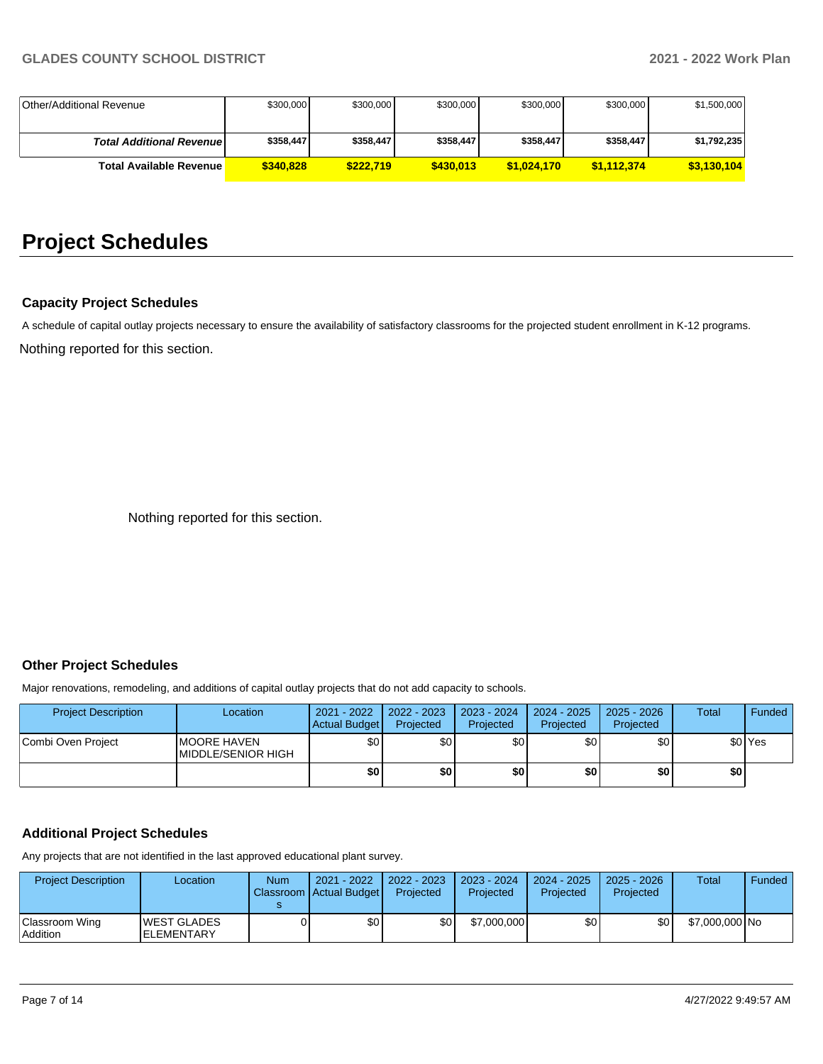| Other/Additional Revenue | $300,000 | $300,000 | $300,000 | $300,000 | $300,000 | $1,500,000 |
|---|---|---|---|---|---|---|
| ***Total Additional Revenue*** | **$358,447** | **$358,447** | **$358,447** | **$358,447** | **$358,447** | **$1,792,235** |
| **Total Available Revenue** | **$340,828** | **$222,719** | **$430,013** | **$1,024,170** | **$1,112,374** | **$3,130,104** |

# Project Schedules

### Capacity Project Schedules

A schedule of capital outlay projects necessary to ensure the availability of satisfactory classrooms for the projected student enrollment in K-12 programs.

Nothing reported for this section.

Nothing reported for this section.

### Other Project Schedules

Major renovations, remodeling, and additions of capital outlay projects that do not add capacity to schools.

| Project Description | Location | 2021 - 2022 Actual Budget | 2022 - 2023 Projected | 2023 - 2024 Projected | 2024 - 2025 Projected | 2025 - 2026 Projected | Total | Funded |
|---|---|---|---|---|---|---|---|---|
| Combi Oven Project | MOORE HAVEN MIDDLE/SENIOR HIGH | $0 | $0 | $0 | $0 | $0 | $0 | Yes |
| | | **$0** | **$0** | **$0** | **$0** | **$0** | **$0** | |

### Additional Project Schedules

Any projects that are not identified in the last approved educational plant survey.

| Project Description | Location | Num Classrooms | 2021 - 2022 Actual Budget | 2022 - 2023 Projected | 2023 - 2024 Projected | 2024 - 2025 Projected | 2025 - 2026 Projected | Total | Funded |
|---|---|---|---|---|---|---|---|---|---|
| Classroom Wing Addition | WEST GLADES ELEMENTARY | 0 | $0 | $0 | $7,000,000 | $0 | $0 | $7,000,000 | No |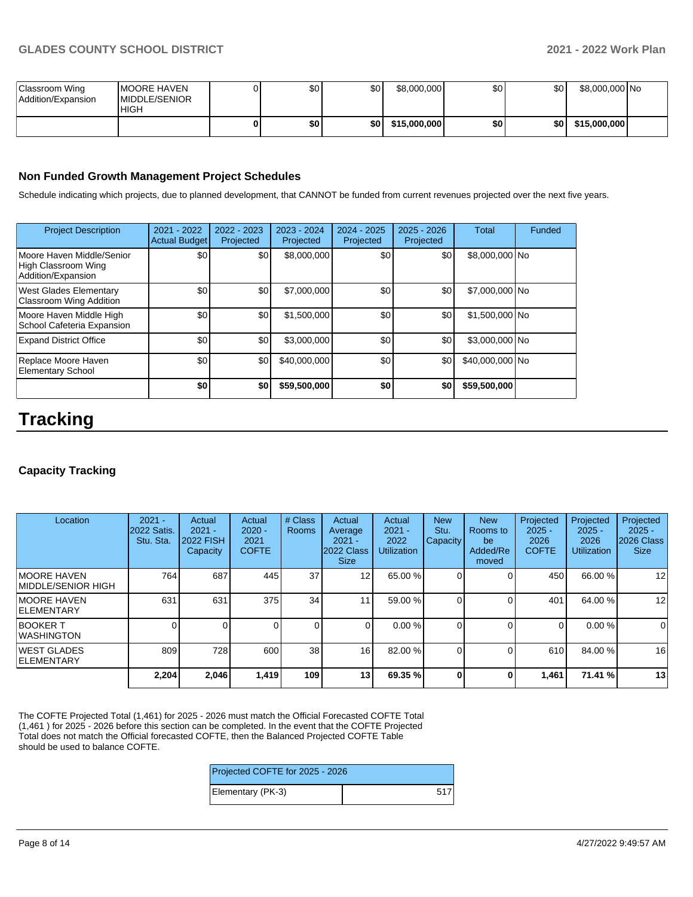| Classroom Wing Addition/Expansion | MOORE HAVEN MIDDLE/SENIOR HIGH | 0 | $0 | $0 | $8,000,000 | $0 | $0 | $8,000,000 | No |
|---|---|---|---|---|---|---|---|---|---|
| | | **0** | **$0** | **$0** | **$15,000,000** | **$0** | **$0** | **$15,000,000** | |

### Non Funded Growth Management Project Schedules

Schedule indicating which projects, due to planned development, that CANNOT be funded from current revenues projected over the next five years.

| Project Description | 2021 - 2022 Actual Budget | 2022 - 2023 Projected | 2023 - 2024 Projected | 2024 - 2025 Projected | 2025 - 2026 Projected | Total | Funded |
|---|---|---|---|---|---|---|---|
| Moore Haven Middle/Senior High Classroom Wing Addition/Expansion | $0 | $0 | $8,000,000 | $0 | $0 | $8,000,000 | No |
| West Glades Elementary Classroom Wing Addition | $0 | $0 | $7,000,000 | $0 | $0 | $7,000,000 | No |
| Moore Haven Middle High School Cafeteria Expansion | $0 | $0 | $1,500,000 | $0 | $0 | $1,500,000 | No |
| Expand District Office | $0 | $0 | $3,000,000 | $0 | $0 | $3,000,000 | No |
| Replace Moore Haven Elementary School | $0 | $0 | $40,000,000 | $0 | $0 | $40,000,000 | No |
| | **$0** | **$0** | **$59,500,000** | **$0** | **$0** | **$59,500,000** | |

# Tracking

### Capacity Tracking

| Location | 2021 - 2022 Satis. Stu. Sta. | Actual 2021 - 2022 FISH Capacity | Actual 2020 - 2021 COFTE | # Class Rooms | Actual Average 2021 - 2022 Class Size | Actual 2021 - 2022 Utilization | New Stu. Capacity | New Rooms to be Added/Removed | Projected 2025 - 2026 COFTE | Projected 2025 - 2026 Utilization | Projected 2025 - 2026 Class Size |
|---|---|---|---|---|---|---|---|---|---|---|---|
| MOORE HAVEN MIDDLE/SENIOR HIGH | 764 | 687 | 445 | 37 | 12 | 65.00 % | 0 | 0 | 450 | 66.00 % | 12 |
| MOORE HAVEN ELEMENTARY | 631 | 631 | 375 | 34 | 11 | 59.00 % | 0 | 0 | 401 | 64.00 % | 12 |
| BOOKER T WASHINGTON | 0 | 0 | 0 | 0 | 0 | 0.00 % | 0 | 0 | 0 | 0.00 % | 0 |
| WEST GLADES ELEMENTARY | 809 | 728 | 600 | 38 | 16 | 82.00 % | 0 | 0 | 610 | 84.00 % | 16 |
| | **2,204** | **2,046** | **1,419** | **109** | **13** | **69.35 %** | **0** | **0** | **1,461** | **71.41 %** | **13** |

The COFTE Projected Total (1,461) for 2025 - 2026 must match the Official Forecasted COFTE Total (1,461 ) for 2025 - 2026 before this section can be completed. In the event that the COFTE Projected Total does not match the Official forecasted COFTE, then the Balanced Projected COFTE Table should be used to balance COFTE.

| Projected COFTE for 2025 - 2026 | |
|---|---|
| Elementary (PK-3) | 517 |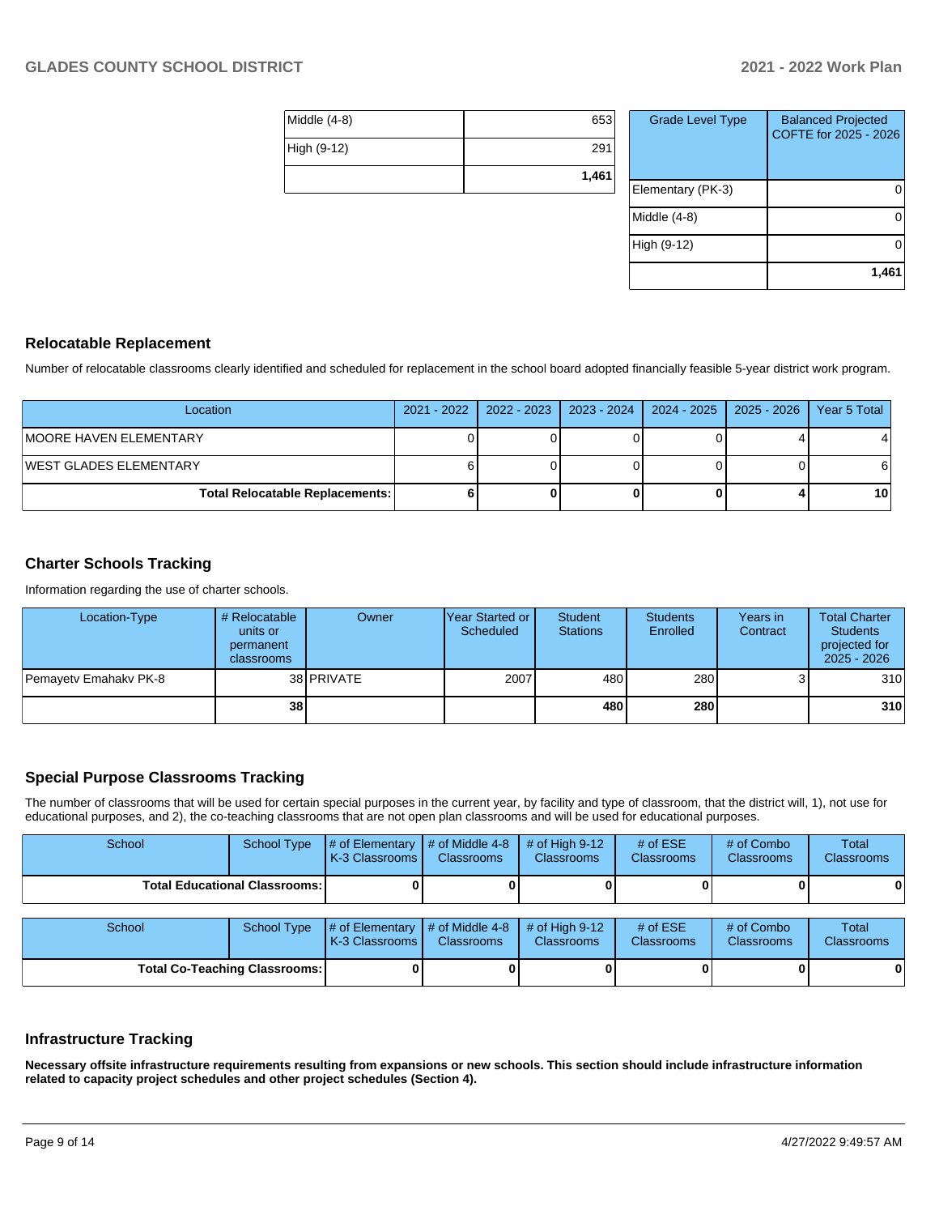| | |
|---|---|
| Middle (4-8) | 653 |
| High (9-12) | 291 |
| | **1,461** |

| Grade Level Type | Balanced Projected COFTE for 2025 - 2026 |
|---|---|
| Elementary (PK-3) | 0 |
| Middle (4-8) | 0 |
| High (9-12) | 0 |
| | **1,461** |

## Relocatable Replacement

Number of relocatable classrooms clearly identified and scheduled for replacement in the school board adopted financially feasible 5-year district work program.

| Location | 2021 - 2022 | 2022 - 2023 | 2023 - 2024 | 2024 - 2025 | 2025 - 2026 | Year 5 Total |
|---|---|---|---|---|---|---|
| MOORE HAVEN ELEMENTARY | 0 | 0 | 0 | 0 | 4 | 4 |
| WEST GLADES ELEMENTARY | 6 | 0 | 0 | 0 | 0 | 6 |
| **Total Relocatable Replacements:** | **6** | **0** | **0** | **0** | **4** | **10** |

## Charter Schools Tracking

Information regarding the use of charter schools.

| Location-Type | # Relocatable units or permanent classrooms | Owner | Year Started or Scheduled | Student Stations | Students Enrolled | Years in Contract | Total Charter Students projected for 2025 - 2026 |
|---|---|---|---|---|---|---|---|
| Pemayetv Emahakv PK-8 | 38 | PRIVATE | 2007 | 480 | 280 | 3 | 310 |
| | **38** | | | **480** | **280** | | **310** |

## Special Purpose Classrooms Tracking

The number of classrooms that will be used for certain special purposes in the current year, by facility and type of classroom, that the district will, 1), not use for educational purposes, and 2), the co-teaching classrooms that are not open plan classrooms and will be used for educational purposes.

| School | School Type | # of Elementary K-3 Classrooms | # of Middle 4-8 Classrooms | # of High 9-12 Classrooms | # of ESE Classrooms | # of Combo Classrooms | Total Classrooms |
|---|---|---|---|---|---|---|---|
| **Total Educational Classrooms:** | | **0** | **0** | **0** | **0** | **0** | **0** |

| School | School Type | # of Elementary K-3 Classrooms | # of Middle 4-8 Classrooms | # of High 9-12 Classrooms | # of ESE Classrooms | # of Combo Classrooms | Total Classrooms |
|---|---|---|---|---|---|---|---|
| **Total Co-Teaching Classrooms:** | | **0** | **0** | **0** | **0** | **0** | **0** |

## Infrastructure Tracking

**Necessary offsite infrastructure requirements resulting from expansions or new schools. This section should include infrastructure information related to capacity project schedules and other project schedules (Section 4).**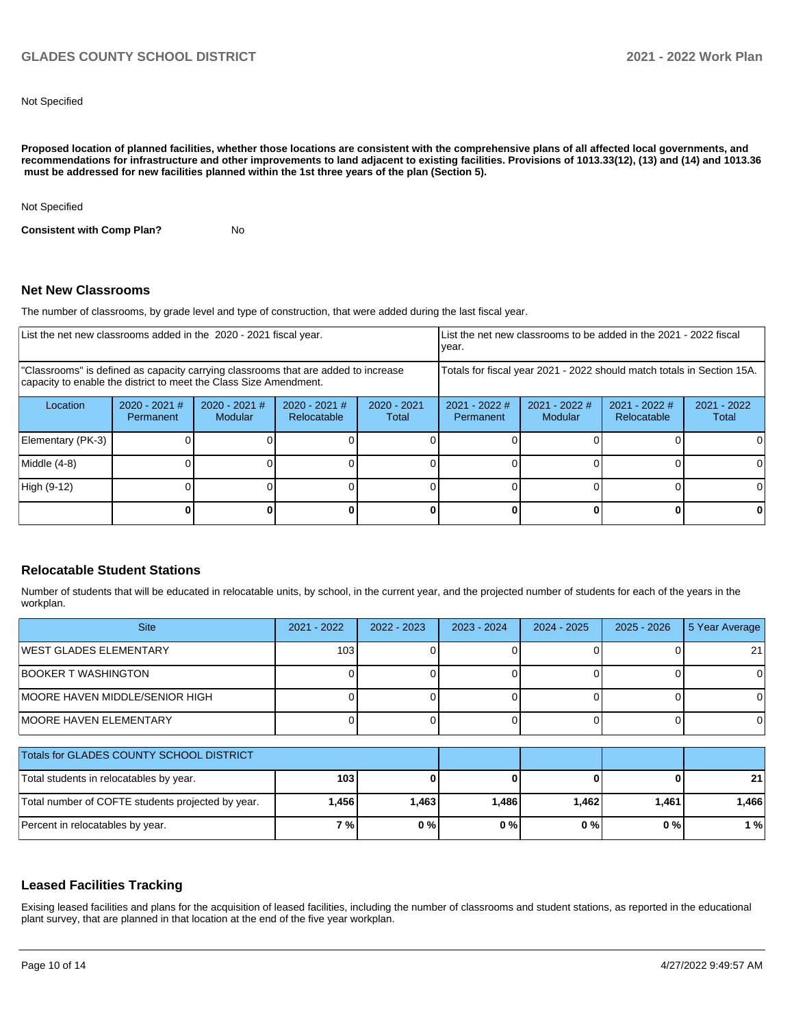Not Specified

**Proposed location of planned facilities, whether those locations are consistent with the comprehensive plans of all affected local governments, and recommendations for infrastructure and other improvements to land adjacent to existing facilities. Provisions of 1013.33(12), (13) and (14) and 1013.36 must be addressed for new facilities planned within the 1st three years of the plan (Section 5).**

Not Specified

**Consistent with Comp Plan?** No

## Net New Classrooms

The number of classrooms, by grade level and type of construction, that were added during the last fiscal year.

| List the net new classrooms added in the 2020 - 2021 fiscal year. | | | | | List the net new classrooms to be added in the 2021 - 2022 fiscal year. | | | |
|---|---|---|---|---|---|---|---|---|
| "Classrooms" is defined as capacity carrying classrooms that are added to increase capacity to enable the district to meet the Class Size Amendment. | | | | | Totals for fiscal year 2021 - 2022 should match totals in Section 15A. | | | |
| Location | 2020 - 2021 # Permanent | 2020 - 2021 # Modular | 2020 - 2021 # Relocatable | 2020 - 2021 Total | 2021 - 2022 # Permanent | 2021 - 2022 # Modular | 2021 - 2022 # Relocatable | 2021 - 2022 Total |
| Elementary (PK-3) | 0 | 0 | 0 | 0 | 0 | 0 | 0 | 0 |
| Middle (4-8) | 0 | 0 | 0 | 0 | 0 | 0 | 0 | 0 |
| High (9-12) | 0 | 0 | 0 | 0 | 0 | 0 | 0 | 0 |
| | **0** | **0** | **0** | **0** | **0** | **0** | **0** | **0** |

## Relocatable Student Stations

Number of students that will be educated in relocatable units, by school, in the current year, and the projected number of students for each of the years in the workplan.

| Site | 2021 - 2022 | 2022 - 2023 | 2023 - 2024 | 2024 - 2025 | 2025 - 2026 | 5 Year Average |
|---|---|---|---|---|---|---|
| WEST GLADES ELEMENTARY | 103 | 0 | 0 | 0 | 0 | 21 |
| BOOKER T WASHINGTON | 0 | 0 | 0 | 0 | 0 | 0 |
| MOORE HAVEN MIDDLE/SENIOR HIGH | 0 | 0 | 0 | 0 | 0 | 0 |
| MOORE HAVEN ELEMENTARY | 0 | 0 | 0 | 0 | 0 | 0 |

| Totals for GLADES COUNTY SCHOOL DISTRICT | | | | | | |
|---|---|---|---|---|---|---|
| Total students in relocatables by year. | **103** | **0** | **0** | **0** | **0** | **21** |
| Total number of COFTE students projected by year. | **1,456** | **1,463** | **1,486** | **1,462** | **1,461** | **1,466** |
| Percent in relocatables by year. | **7 %** | **0 %** | **0 %** | **0 %** | **0 %** | **1 %** |

## Leased Facilities Tracking

Exising leased facilities and plans for the acquisition of leased facilities, including the number of classrooms and student stations, as reported in the educational plant survey, that are planned in that location at the end of the five year workplan.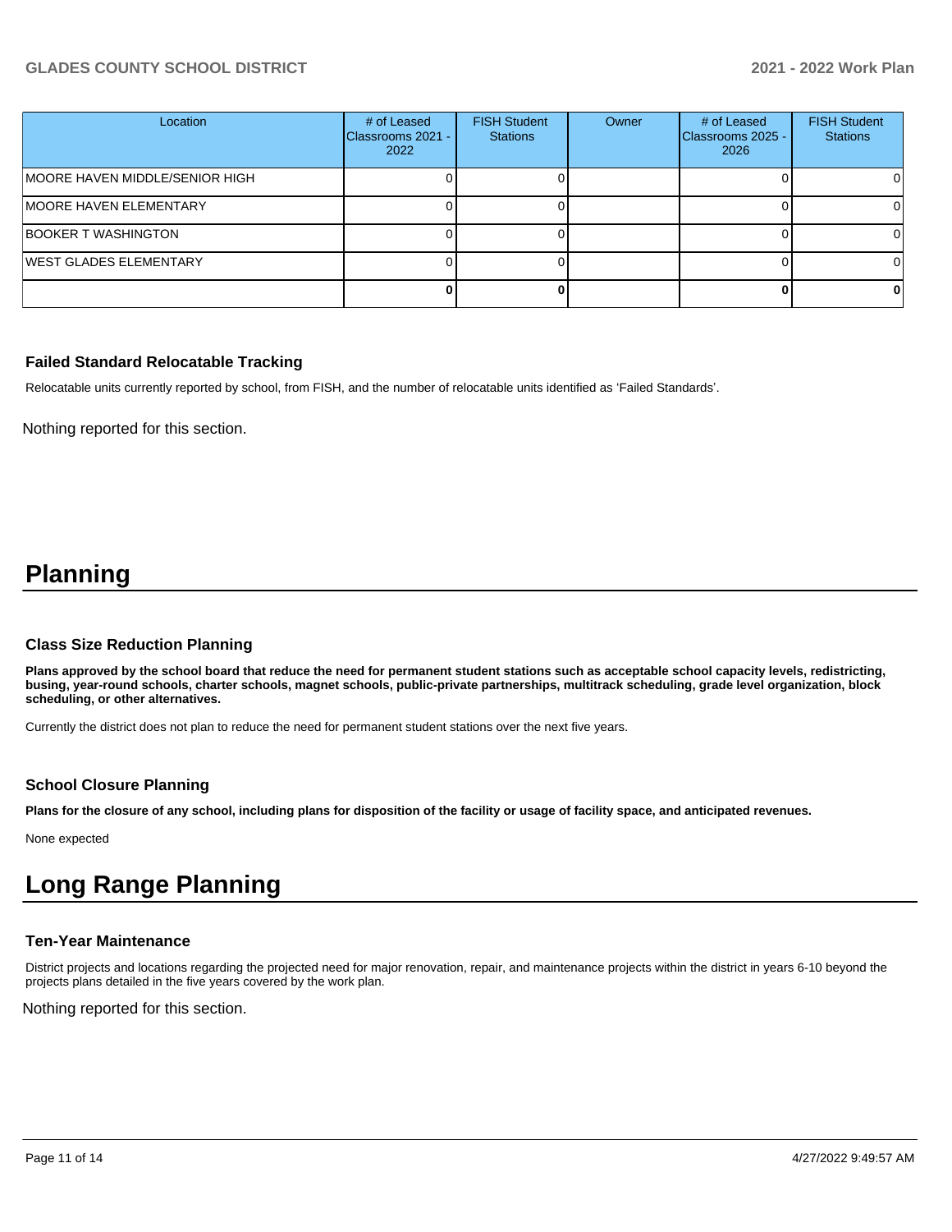| Location | # of Leased Classrooms 2021 - 2022 | FISH Student Stations | Owner | # of Leased Classrooms 2025 - 2026 | FISH Student Stations |
|---|---|---|---|---|---|
| MOORE HAVEN MIDDLE/SENIOR HIGH | 0 | 0 | | 0 | 0 |
| MOORE HAVEN ELEMENTARY | 0 | 0 | | 0 | 0 |
| BOOKER T WASHINGTON | 0 | 0 | | 0 | 0 |
| WEST GLADES ELEMENTARY | 0 | 0 | | 0 | 0 |
| | **0** | **0** | | **0** | **0** |

### Failed Standard Relocatable Tracking

Relocatable units currently reported by school, from FISH, and the number of relocatable units identified as 'Failed Standards'.

Nothing reported for this section.

# Planning

### Class Size Reduction Planning

**Plans approved by the school board that reduce the need for permanent student stations such as acceptable school capacity levels, redistricting, busing, year-round schools, charter schools, magnet schools, public-private partnerships, multitrack scheduling, grade level organization, block scheduling, or other alternatives.**

Currently the district does not plan to reduce the need for permanent student stations over the next five years.

### School Closure Planning

**Plans for the closure of any school, including plans for disposition of the facility or usage of facility space, and anticipated revenues.**

None expected

# Long Range Planning

### Ten-Year Maintenance

District projects and locations regarding the projected need for major renovation, repair, and maintenance projects within the district in years 6-10 beyond the projects plans detailed in the five years covered by the work plan.

Nothing reported for this section.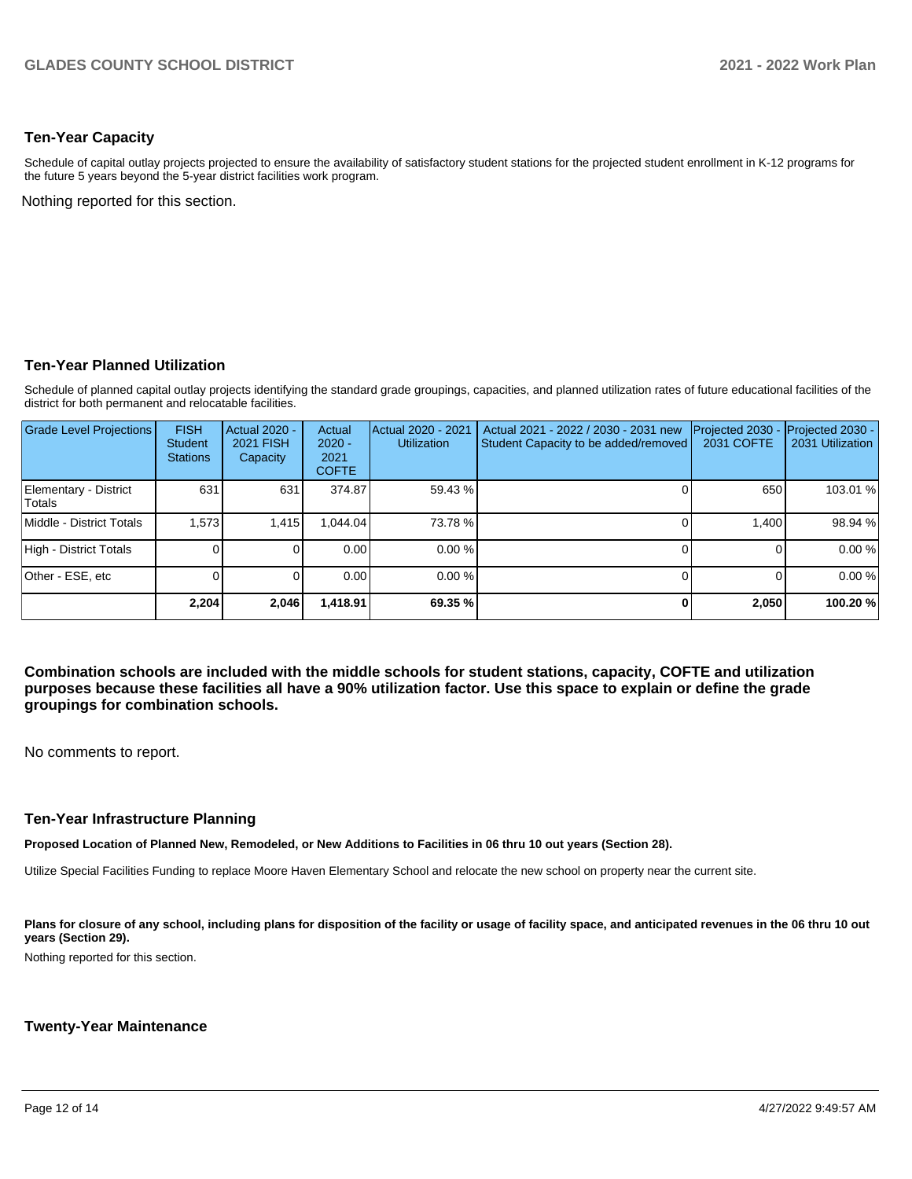## Ten-Year Capacity

Schedule of capital outlay projects projected to ensure the availability of satisfactory student stations for the projected student enrollment in K-12 programs for the future 5 years beyond the 5-year district facilities work program.

Nothing reported for this section.

## Ten-Year Planned Utilization

Schedule of planned capital outlay projects identifying the standard grade groupings, capacities, and planned utilization rates of future educational facilities of the district for both permanent and relocatable facilities.

| Grade Level Projections | FISH Student Stations | Actual 2020 - 2021 FISH Capacity | Actual 2020 - 2021 COFTE | Actual 2020 - 2021 Utilization | Actual 2021 - 2022 / 2030 - 2031 new Student Capacity to be added/removed | Projected 2030 - 2031 COFTE | Projected 2030 - 2031 Utilization |
|---|---|---|---|---|---|---|---|
| Elementary - District Totals | 631 | 631 | 374.87 | 59.43 % | 0 | 650 | 103.01 % |
| Middle - District Totals | 1,573 | 1,415 | 1,044.04 | 73.78 % | 0 | 1,400 | 98.94 % |
| High - District Totals | 0 | 0 | 0.00 | 0.00 % | 0 | 0 | 0.00 % |
| Other - ESE, etc | 0 | 0 | 0.00 | 0.00 % | 0 | 0 | 0.00 % |
| | **2,204** | **2,046** | **1,418.91** | **69.35 %** | **0** | **2,050** | **100.20 %** |

**Combination schools are included with the middle schools for student stations, capacity, COFTE and utilization purposes because these facilities all have a 90% utilization factor. Use this space to explain or define the grade groupings for combination schools.**

No comments to report.

## Ten-Year Infrastructure Planning

**Proposed Location of Planned New, Remodeled, or New Additions to Facilities in 06 thru 10 out years (Section 28).**

Utilize Special Facilities Funding to replace Moore Haven Elementary School and relocate the new school on property near the current site.

**Plans for closure of any school, including plans for disposition of the facility or usage of facility space, and anticipated revenues in the 06 thru 10 out years (Section 29).**

Nothing reported for this section.

## Twenty-Year Maintenance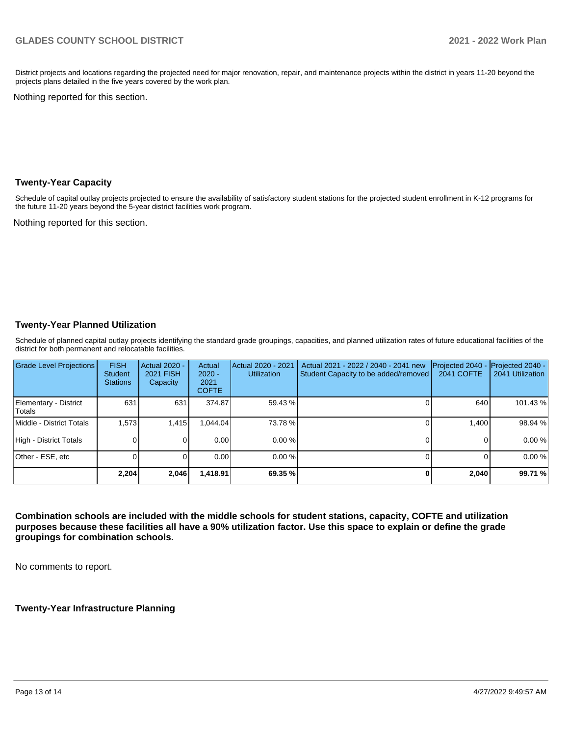District projects and locations regarding the projected need for major renovation, repair, and maintenance projects within the district in years 11-20 beyond the projects plans detailed in the five years covered by the work plan.

Nothing reported for this section.

## Twenty-Year Capacity

Schedule of capital outlay projects projected to ensure the availability of satisfactory student stations for the projected student enrollment in K-12 programs for the future 11-20 years beyond the 5-year district facilities work program.

Nothing reported for this section.

## Twenty-Year Planned Utilization

Schedule of planned capital outlay projects identifying the standard grade groupings, capacities, and planned utilization rates of future educational facilities of the district for both permanent and relocatable facilities.

| Grade Level Projections | FISH Student Stations | Actual 2020 - 2021 FISH Capacity | Actual 2020 - 2021 COFTE | Actual 2020 - 2021 Utilization | Actual 2021 - 2022 / 2040 - 2041 new Student Capacity to be added/removed | Projected 2040 - 2041 COFTE | Projected 2040 - 2041 Utilization |
|---|---|---|---|---|---|---|---|
| Elementary - District Totals | 631 | 631 | 374.87 | 59.43 % | 0 | 640 | 101.43 % |
| Middle - District Totals | 1,573 | 1,415 | 1,044.04 | 73.78 % | 0 | 1,400 | 98.94 % |
| High - District Totals | 0 | 0 | 0.00 | 0.00 % | 0 | 0 | 0.00 % |
| Other - ESE, etc | 0 | 0 | 0.00 | 0.00 % | 0 | 0 | 0.00 % |
| | **2,204** | **2,046** | **1,418.91** | **69.35 %** | **0** | **2,040** | **99.71 %** |

**Combination schools are included with the middle schools for student stations, capacity, COFTE and utilization purposes because these facilities all have a 90% utilization factor. Use this space to explain or define the grade groupings for combination schools.**

No comments to report.

## Twenty-Year Infrastructure Planning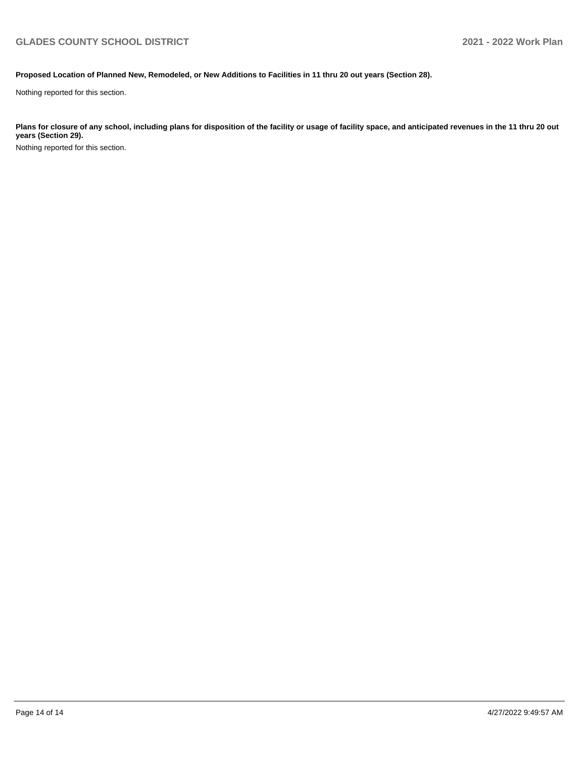**Proposed Location of Planned New, Remodeled, or New Additions to Facilities in 11 thru 20 out years (Section 28).**

Nothing reported for this section.

**Plans for closure of any school, including plans for disposition of the facility or usage of facility space, and anticipated revenues in the 11 thru 20 out years (Section 29).**

Nothing reported for this section.